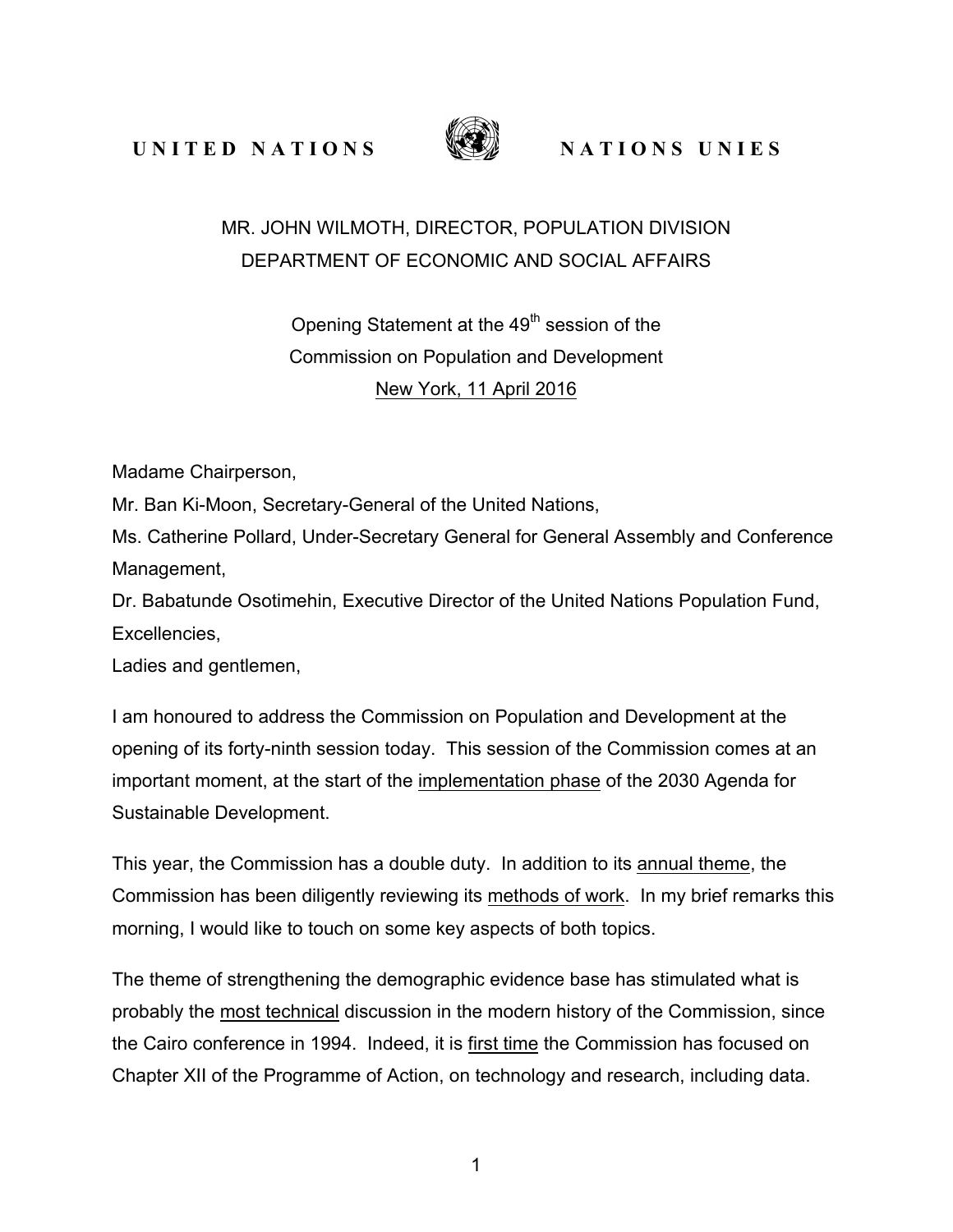UNITED NATIONS　　　　NATIONS UNIES

MR. JOHN WILMOTH, DIRECTOR, POPULATION DIVISION
DEPARTMENT OF ECONOMIC AND SOCIAL AFFAIRS

Opening Statement at the 49th session of the
Commission on Population and Development
New York, 11 April 2016

Madame Chairperson,
Mr. Ban Ki-Moon, Secretary-General of the United Nations,
Ms. Catherine Pollard, Under-Secretary General for General Assembly and Conference Management,
Dr. Babatunde Osotimehin, Executive Director of the United Nations Population Fund,
Excellencies,
Ladies and gentlemen,

I am honoured to address the Commission on Population and Development at the opening of its forty-ninth session today. This session of the Commission comes at an important moment, at the start of the implementation phase of the 2030 Agenda for Sustainable Development.

This year, the Commission has a double duty. In addition to its annual theme, the Commission has been diligently reviewing its methods of work. In my brief remarks this morning, I would like to touch on some key aspects of both topics.

The theme of strengthening the demographic evidence base has stimulated what is probably the most technical discussion in the modern history of the Commission, since the Cairo conference in 1994. Indeed, it is first time the Commission has focused on Chapter XII of the Programme of Action, on technology and research, including data.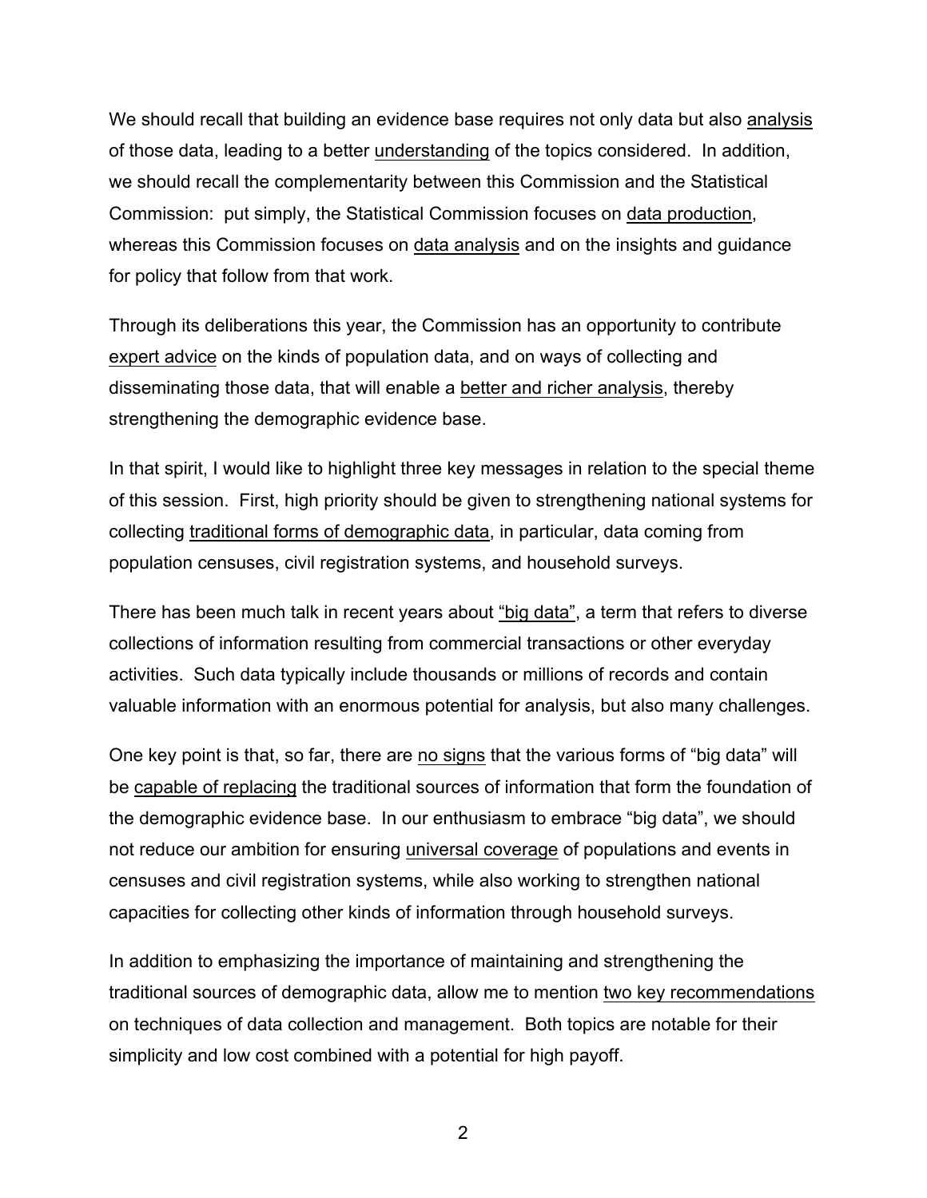We should recall that building an evidence base requires not only data but also <u>analysis</u> of those data, leading to a better <u>understanding</u> of the topics considered. In addition, we should recall the complementarity between this Commission and the Statistical Commission: put simply, the Statistical Commission focuses on <u>data production</u>, whereas this Commission focuses on <u>data analysis</u> and on the insights and guidance for policy that follow from that work.

Through its deliberations this year, the Commission has an opportunity to contribute <u>expert advice</u> on the kinds of population data, and on ways of collecting and disseminating those data, that will enable a <u>better and richer analysis</u>, thereby strengthening the demographic evidence base.

In that spirit, I would like to highlight three key messages in relation to the special theme of this session. First, high priority should be given to strengthening national systems for collecting <u>traditional forms of demographic data</u>, in particular, data coming from population censuses, civil registration systems, and household surveys.

There has been much talk in recent years about <u>"big data"</u>, a term that refers to diverse collections of information resulting from commercial transactions or other everyday activities. Such data typically include thousands or millions of records and contain valuable information with an enormous potential for analysis, but also many challenges.

One key point is that, so far, there are <u>no signs</u> that the various forms of "big data" will be <u>capable of replacing</u> the traditional sources of information that form the foundation of the demographic evidence base. In our enthusiasm to embrace "big data", we should not reduce our ambition for ensuring <u>universal coverage</u> of populations and events in censuses and civil registration systems, while also working to strengthen national capacities for collecting other kinds of information through household surveys.

In addition to emphasizing the importance of maintaining and strengthening the traditional sources of demographic data, allow me to mention <u>two key recommendations</u> on techniques of data collection and management. Both topics are notable for their simplicity and low cost combined with a potential for high payoff.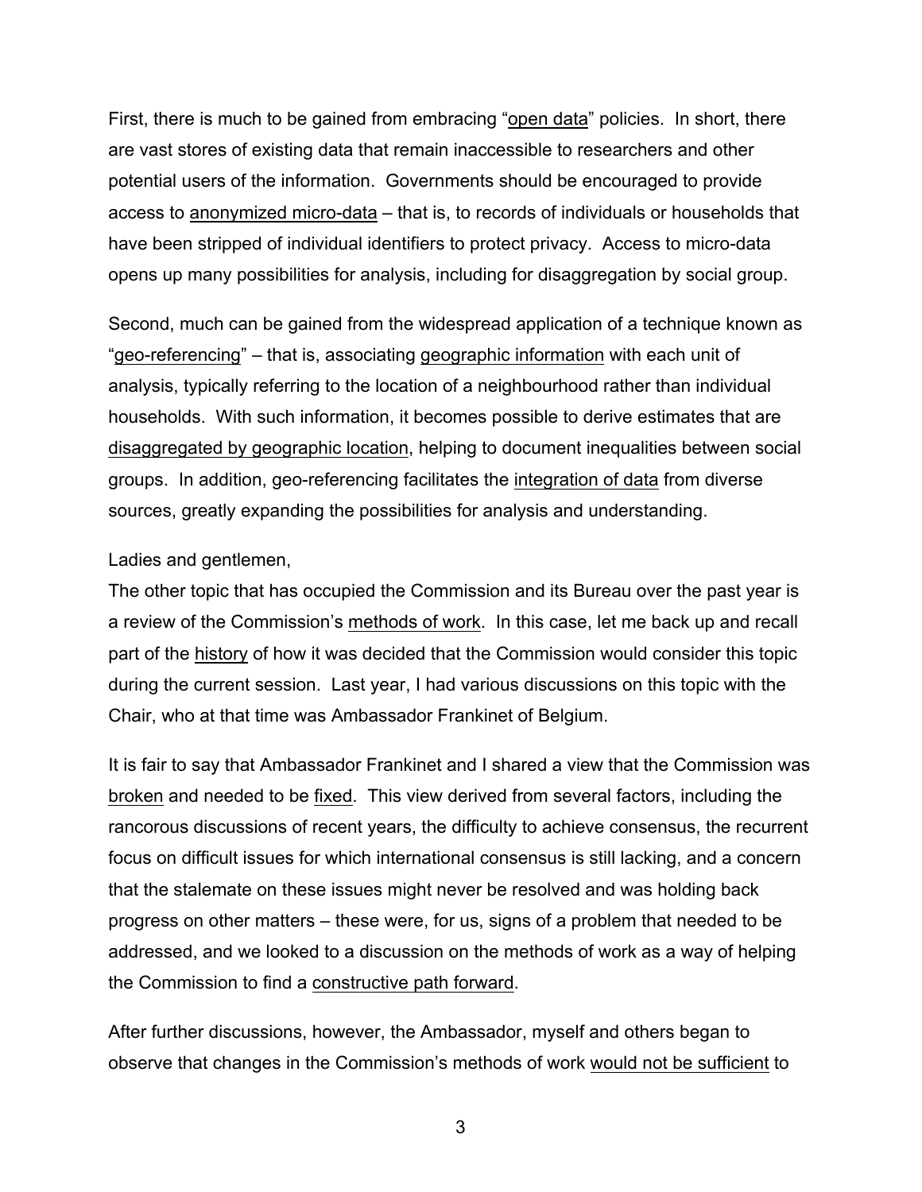First, there is much to be gained from embracing "<u>open data</u>" policies. In short, there are vast stores of existing data that remain inaccessible to researchers and other potential users of the information. Governments should be encouraged to provide access to <u>anonymized micro-data</u> – that is, to records of individuals or households that have been stripped of individual identifiers to protect privacy. Access to micro-data opens up many possibilities for analysis, including for disaggregation by social group.

Second, much can be gained from the widespread application of a technique known as "<u>geo-referencing</u>" – that is, associating <u>geographic information</u> with each unit of analysis, typically referring to the location of a neighbourhood rather than individual households. With such information, it becomes possible to derive estimates that are <u>disaggregated by geographic location</u>, helping to document inequalities between social groups. In addition, geo-referencing facilitates the <u>integration of data</u> from diverse sources, greatly expanding the possibilities for analysis and understanding.

Ladies and gentlemen,
The other topic that has occupied the Commission and its Bureau over the past year is a review of the Commission's <u>methods of work</u>. In this case, let me back up and recall part of the <u>history</u> of how it was decided that the Commission would consider this topic during the current session. Last year, I had various discussions on this topic with the Chair, who at that time was Ambassador Frankinet of Belgium.

It is fair to say that Ambassador Frankinet and I shared a view that the Commission was <u>broken</u> and needed to be <u>fixed</u>. This view derived from several factors, including the rancorous discussions of recent years, the difficulty to achieve consensus, the recurrent focus on difficult issues for which international consensus is still lacking, and a concern that the stalemate on these issues might never be resolved and was holding back progress on other matters – these were, for us, signs of a problem that needed to be addressed, and we looked to a discussion on the methods of work as a way of helping the Commission to find a <u>constructive path forward</u>.

After further discussions, however, the Ambassador, myself and others began to observe that changes in the Commission's methods of work <u>would not be sufficient</u> to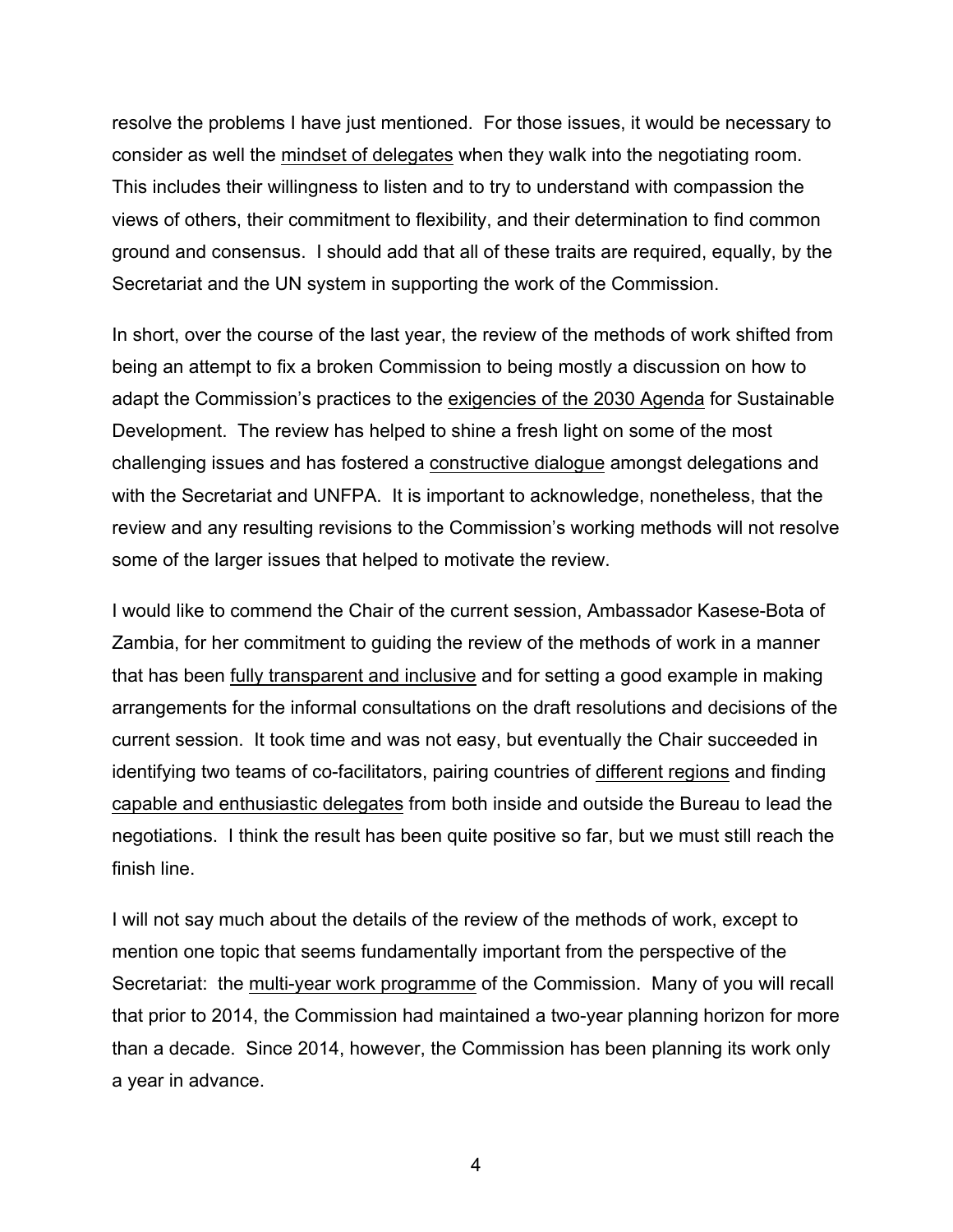resolve the problems I have just mentioned. For those issues, it would be necessary to consider as well the <u>mindset of delegates</u> when they walk into the negotiating room. This includes their willingness to listen and to try to understand with compassion the views of others, their commitment to flexibility, and their determination to find common ground and consensus. I should add that all of these traits are required, equally, by the Secretariat and the UN system in supporting the work of the Commission.

In short, over the course of the last year, the review of the methods of work shifted from being an attempt to fix a broken Commission to being mostly a discussion on how to adapt the Commission's practices to the <u>exigencies of the 2030 Agenda</u> for Sustainable Development. The review has helped to shine a fresh light on some of the most challenging issues and has fostered a <u>constructive dialogue</u> amongst delegations and with the Secretariat and UNFPA. It is important to acknowledge, nonetheless, that the review and any resulting revisions to the Commission's working methods will not resolve some of the larger issues that helped to motivate the review.

I would like to commend the Chair of the current session, Ambassador Kasese-Bota of Zambia, for her commitment to guiding the review of the methods of work in a manner that has been <u>fully transparent and inclusive</u> and for setting a good example in making arrangements for the informal consultations on the draft resolutions and decisions of the current session. It took time and was not easy, but eventually the Chair succeeded in identifying two teams of co-facilitators, pairing countries of <u>different regions</u> and finding <u>capable and enthusiastic delegates</u> from both inside and outside the Bureau to lead the negotiations. I think the result has been quite positive so far, but we must still reach the finish line.

I will not say much about the details of the review of the methods of work, except to mention one topic that seems fundamentally important from the perspective of the Secretariat: the <u>multi-year work programme</u> of the Commission. Many of you will recall that prior to 2014, the Commission had maintained a two-year planning horizon for more than a decade. Since 2014, however, the Commission has been planning its work only a year in advance.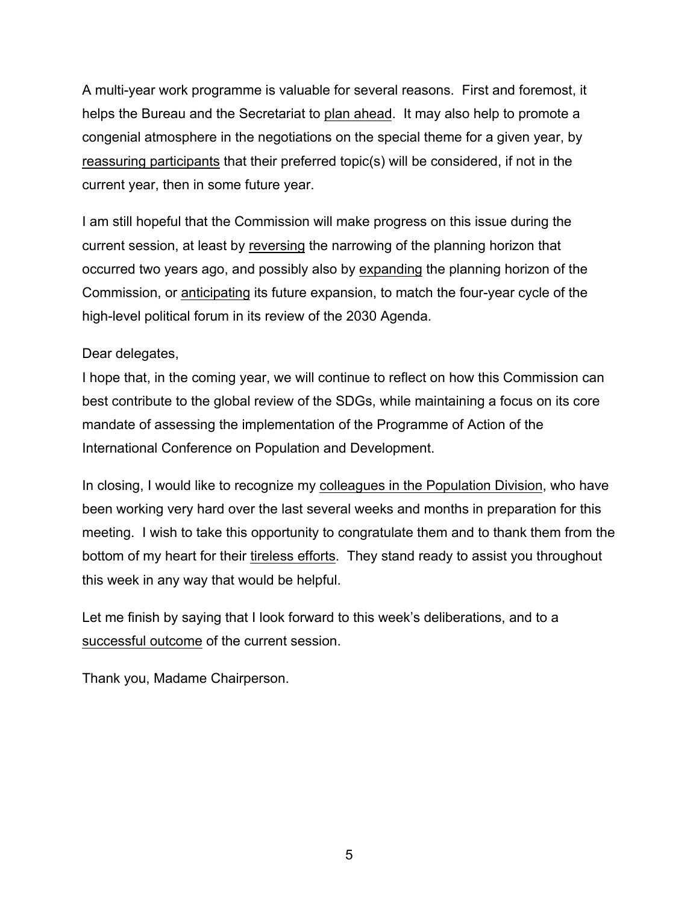A multi-year work programme is valuable for several reasons. First and foremost, it helps the Bureau and the Secretariat to <u>plan ahead</u>. It may also help to promote a congenial atmosphere in the negotiations on the special theme for a given year, by <u>reassuring participants</u> that their preferred topic(s) will be considered, if not in the current year, then in some future year.

I am still hopeful that the Commission will make progress on this issue during the current session, at least by <u>reversing</u> the narrowing of the planning horizon that occurred two years ago, and possibly also by <u>expanding</u> the planning horizon of the Commission, or <u>anticipating</u> its future expansion, to match the four-year cycle of the high-level political forum in its review of the 2030 Agenda.

Dear delegates,
I hope that, in the coming year, we will continue to reflect on how this Commission can best contribute to the global review of the SDGs, while maintaining a focus on its core mandate of assessing the implementation of the Programme of Action of the International Conference on Population and Development.

In closing, I would like to recognize my <u>colleagues in the Population Division</u>, who have been working very hard over the last several weeks and months in preparation for this meeting. I wish to take this opportunity to congratulate them and to thank them from the bottom of my heart for their <u>tireless efforts</u>. They stand ready to assist you throughout this week in any way that would be helpful.

Let me finish by saying that I look forward to this week's deliberations, and to a <u>successful outcome</u> of the current session.

Thank you, Madame Chairperson.